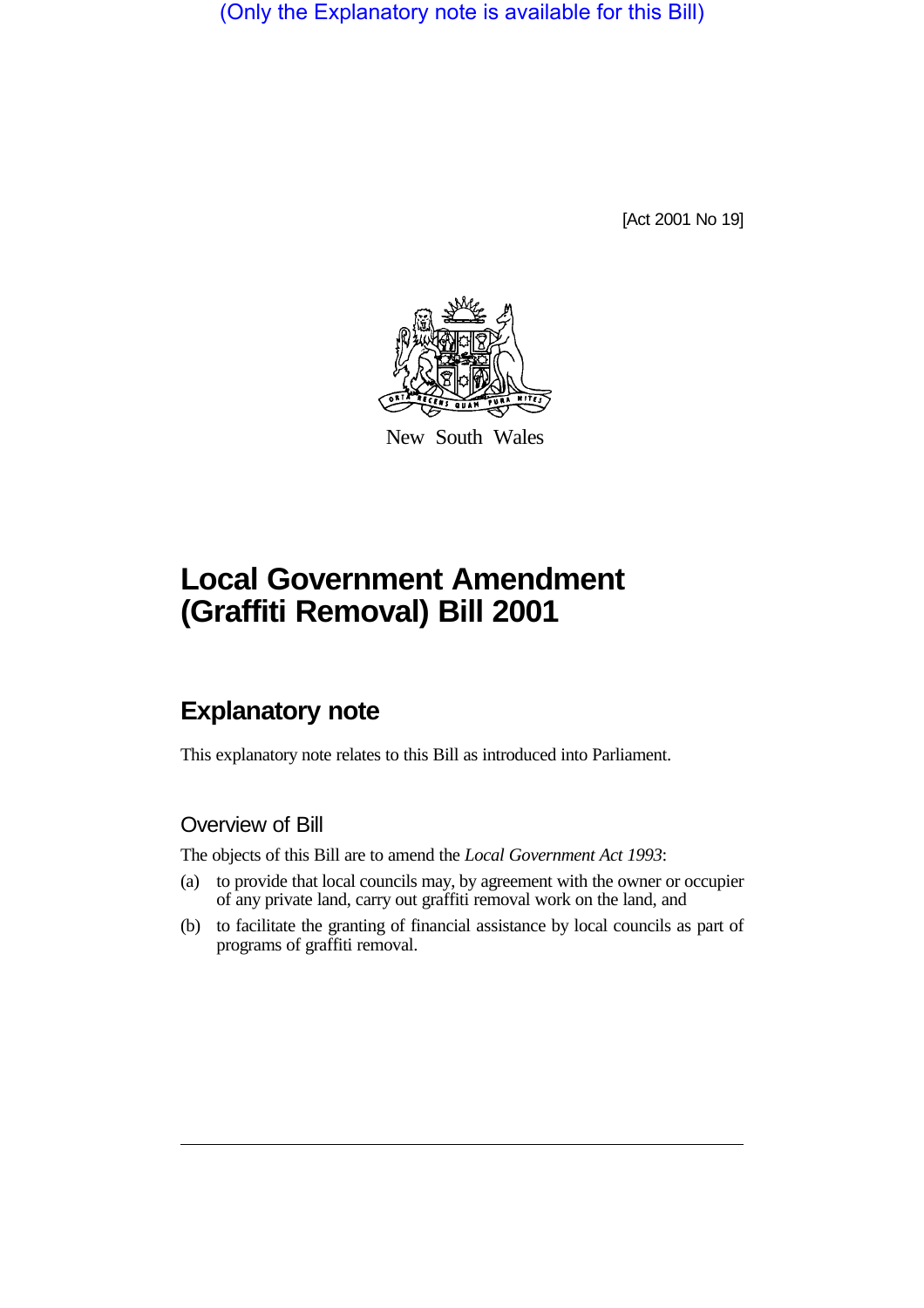(Only the Explanatory note is available for this Bill)

[Act 2001 No 19]

New South Wales

# Local Government Amendment (Graffiti Removal) Bill 2001

## Explanatory note

This explanatory note relates to this Bill as introduced into Parliament.

### Overview of Bill

The objects of this Bill are to amend the *Local Government Act 1993*:

(a) to provide that local councils may, by agreement with the owner or occupier of any private land, carry out graffiti removal work on the land, and

(b) to facilitate the granting of financial assistance by local councils as part of programs of graffiti removal.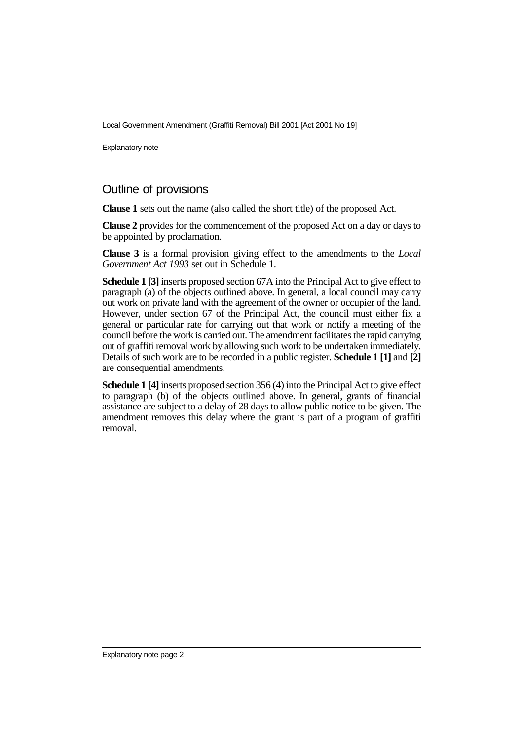## Outline of provisions

**Clause 1** sets out the name (also called the short title) of the proposed Act.

**Clause 2** provides for the commencement of the proposed Act on a day or days to be appointed by proclamation.

**Clause 3** is a formal provision giving effect to the amendments to the *Local Government Act 1993* set out in Schedule 1.

**Schedule 1 [3]** inserts proposed section 67A into the Principal Act to give effect to paragraph (a) of the objects outlined above. In general, a local council may carry out work on private land with the agreement of the owner or occupier of the land. However, under section 67 of the Principal Act, the council must either fix a general or particular rate for carrying out that work or notify a meeting of the council before the work is carried out. The amendment facilitates the rapid carrying out of graffiti removal work by allowing such work to be undertaken immediately. Details of such work are to be recorded in a public register. **Schedule 1 [1]** and **[2]** are consequential amendments.

**Schedule 1 [4]** inserts proposed section 356 (4) into the Principal Act to give effect to paragraph (b) of the objects outlined above. In general, grants of financial assistance are subject to a delay of 28 days to allow public notice to be given. The amendment removes this delay where the grant is part of a program of graffiti removal.